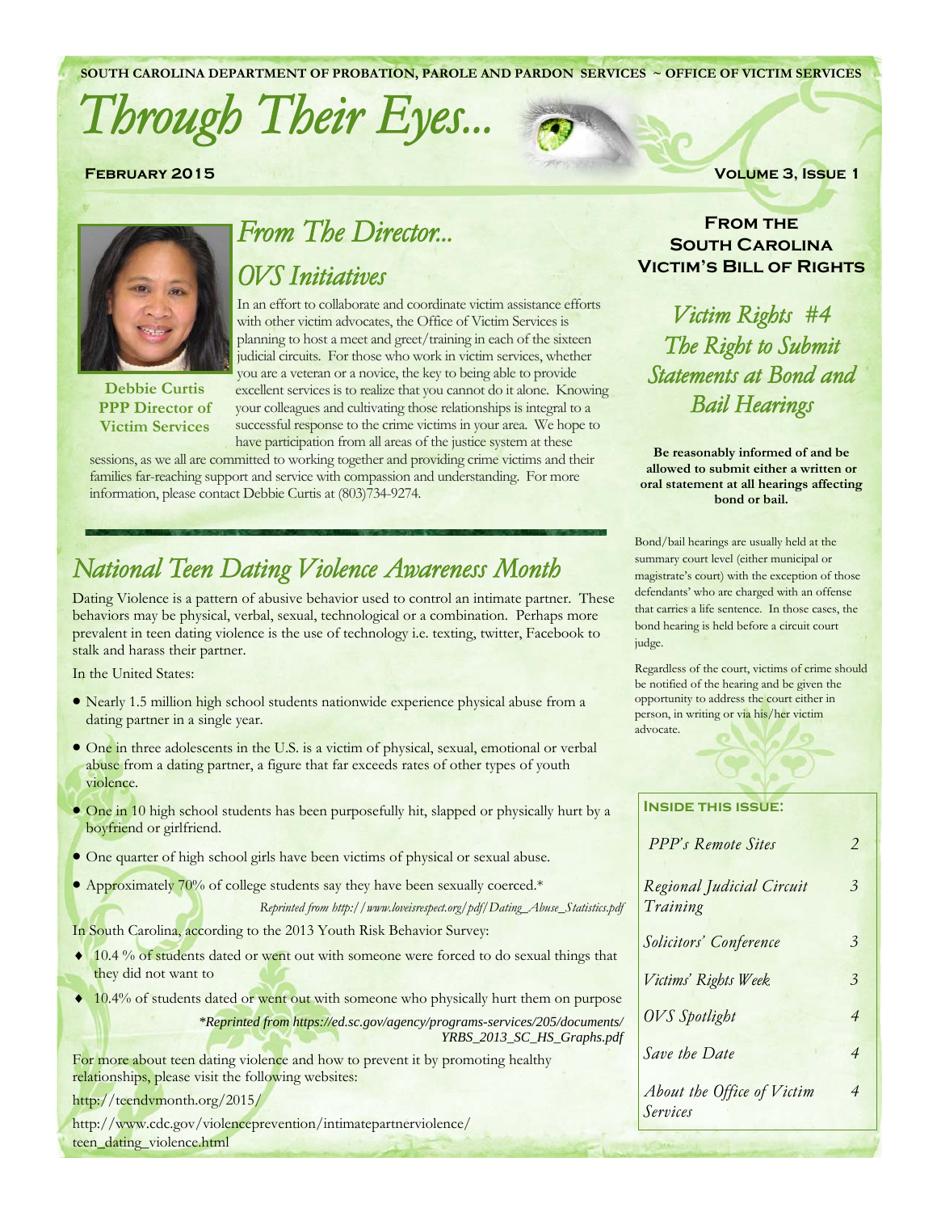SOUTH CAROLINA DEPARTMENT OF PROBATION, PAROLE AND PARDON SERVICES ~ OFFICE OF VICTIM SERVICES

# *Through Their Eyes...*

**FEBRUARY 2015** **VOLUME 3, ISSUE 1**

## *From The Director...*

### *OVS Initiatives*

**Debbie Curtis**
**PPP Director of Victim Services**

In an effort to collaborate and coordinate victim assistance efforts with other victim advocates, the Office of Victim Services is planning to host a meet and greet/training in each of the sixteen judicial circuits. For those who work in victim services, whether you are a veteran or a novice, the key to being able to provide excellent services is to realize that you cannot do it alone. Knowing your colleagues and cultivating those relationships is integral to a successful response to the crime victims in your area. We hope to have participation from all areas of the justice system at these sessions, as we all are committed to working together and providing crime victims and their families far-reaching support and service with compassion and understanding. For more information, please contact Debbie Curtis at (803)734-9274.

## *National Teen Dating Violence Awareness Month*

Dating Violence is a pattern of abusive behavior used to control an intimate partner. These behaviors may be physical, verbal, sexual, technological or a combination. Perhaps more prevalent in teen dating violence is the use of technology i.e. texting, twitter, Facebook to stalk and harass their partner.

In the United States:

- Nearly 1.5 million high school students nationwide experience physical abuse from a dating partner in a single year.
- One in three adolescents in the U.S. is a victim of physical, sexual, emotional or verbal abuse from a dating partner, a figure that far exceeds rates of other types of youth violence.
- One in 10 high school students has been purposefully hit, slapped or physically hurt by a boyfriend or girlfriend.
- One quarter of high school girls have been victims of physical or sexual abuse.
- Approximately 70% of college students say they have been sexually coerced.*

*Reprinted from http://www.loveisrespect.org/pdf/Dating_Abuse_Statistics.pdf*

In South Carolina, according to the 2013 Youth Risk Behavior Survey:

- 10.4 % of students dated or went out with someone were forced to do sexual things that they did not want to
- 10.4% of students dated or went out with someone who physically hurt them on purpose

*\*Reprinted from https://ed.sc.gov/agency/programs-services/205/documents/YRBS_2013_SC_HS_Graphs.pdf*

For more about teen dating violence and how to prevent it by promoting healthy relationships, please visit the following websites:

http://teendvmonth.org/2015/

http://www.cdc.gov/violenceprevention/intimatepartnerviolence/teen_dating_violence.html

## From the South Carolina Victim's Bill of Rights

### *Victim Rights #4 The Right to Submit Statements at Bond and Bail Hearings*

**Be reasonably informed of and be allowed to submit either a written or oral statement at all hearings affecting bond or bail.**

Bond/bail hearings are usually held at the summary court level (either municipal or magistrate's court) with the exception of those defendants' who are charged with an offense that carries a life sentence. In those cases, the bond hearing is held before a circuit court judge.

Regardless of the court, victims of crime should be notified of the hearing and be given the opportunity to address the court either in person, in writing or via his/her victim advocate.

**INSIDE THIS ISSUE:**

| | |
|---|---|
| *PPP's Remote Sites* | 2 |
| *Regional Judicial Circuit Training* | 3 |
| *Solicitors' Conference* | 3 |
| *Victims' Rights Week* | 3 |
| *OVS Spotlight* | 4 |
| *Save the Date* | 4 |
| *About the Office of Victim Services* | 4 |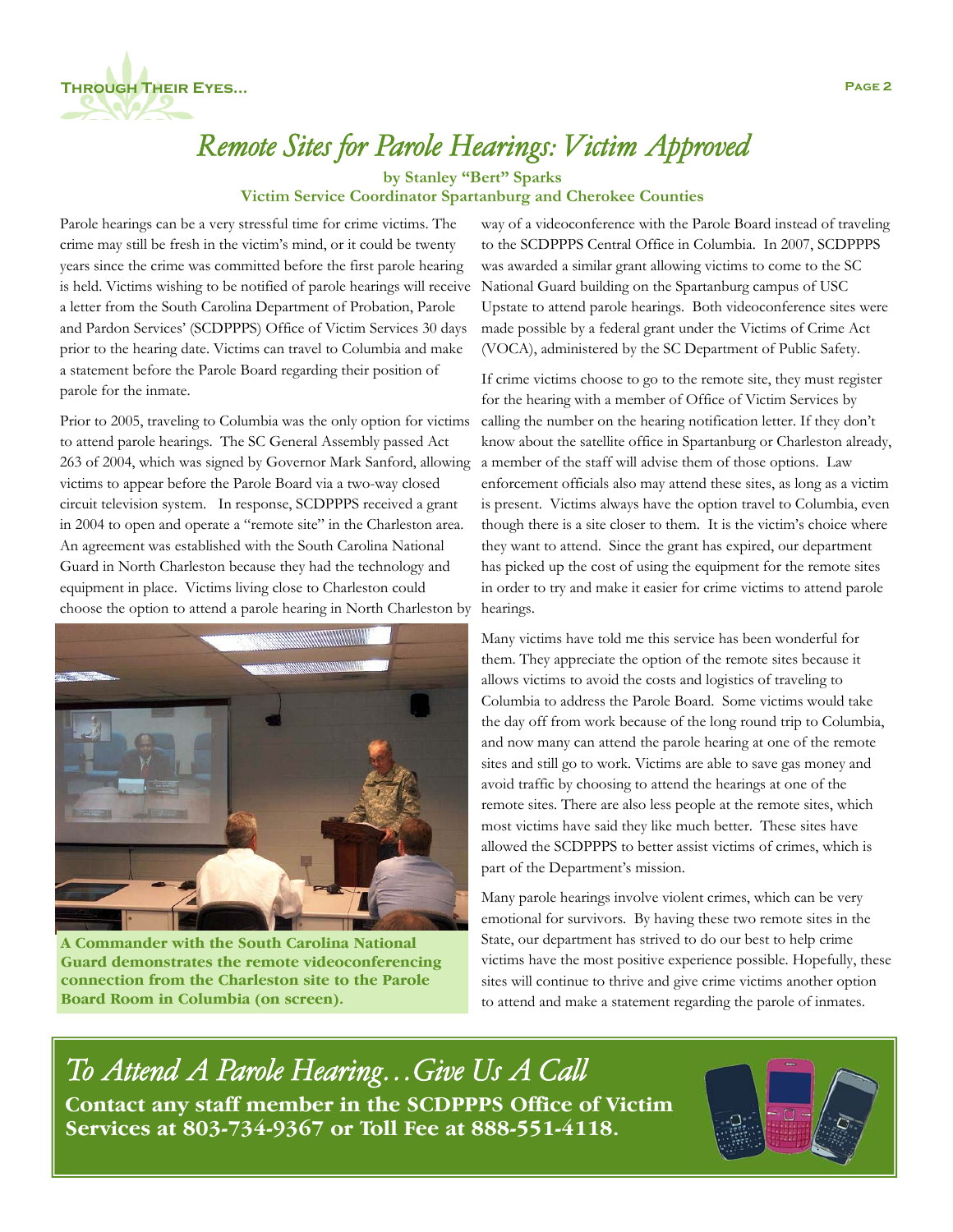# Remote Sites for Parole Hearings: Victim Approved

**by Stanley "Bert" Sparks**
**Victim Service Coordinator Spartanburg and Cherokee Counties**

Parole hearings can be a very stressful time for crime victims. The crime may still be fresh in the victim's mind, or it could be twenty years since the crime was committed before the first parole hearing is held. Victims wishing to be notified of parole hearings will receive a letter from the South Carolina Department of Probation, Parole and Pardon Services' (SCDPPPS) Office of Victim Services 30 days prior to the hearing date. Victims can travel to Columbia and make a statement before the Parole Board regarding their position of parole for the inmate.

Prior to 2005, traveling to Columbia was the only option for victims to attend parole hearings. The SC General Assembly passed Act 263 of 2004, which was signed by Governor Mark Sanford, allowing victims to appear before the Parole Board via a two-way closed circuit television system. In response, SCDPPPS received a grant in 2004 to open and operate a "remote site" in the Charleston area. An agreement was established with the South Carolina National Guard in North Charleston because they had the technology and equipment in place. Victims living close to Charleston could choose the option to attend a parole hearing in North Charleston by way of a videoconference with the Parole Board instead of traveling to the SCDPPPS Central Office in Columbia. In 2007, SCDPPPS was awarded a similar grant allowing victims to come to the SC National Guard building on the Spartanburg campus of USC Upstate to attend parole hearings. Both videoconference sites were made possible by a federal grant under the Victims of Crime Act (VOCA), administered by the SC Department of Public Safety.

**A Commander with the South Carolina National Guard demonstrates the remote videoconferencing connection from the Charleston site to the Parole Board Room in Columbia (on screen).**

If crime victims choose to go to the remote site, they must register for the hearing with a member of Office of Victim Services by calling the number on the hearing notification letter. If they don't know about the satellite office in Spartanburg or Charleston already, a member of the staff will advise them of those options. Law enforcement officials also may attend these sites, as long as a victim is present. Victims always have the option travel to Columbia, even though there is a site closer to them. It is the victim's choice where they want to attend. Since the grant has expired, our department has picked up the cost of using the equipment for the remote sites in order to try and make it easier for crime victims to attend parole hearings.

Many victims have told me this service has been wonderful for them. They appreciate the option of the remote sites because it allows victims to avoid the costs and logistics of traveling to Columbia to address the Parole Board. Some victims would take the day off from work because of the long round trip to Columbia, and now many can attend the parole hearing at one of the remote sites and still go to work. Victims are able to save gas money and avoid traffic by choosing to attend the hearings at one of the remote sites. There are also less people at the remote sites, which most victims have said they like much better. These sites have allowed the SCDPPPS to better assist victims of crimes, which is part of the Department's mission.

Many parole hearings involve violent crimes, which can be very emotional for survivors. By having these two remote sites in the State, our department has strived to do our best to help crime victims have the most positive experience possible. Hopefully, these sites will continue to thrive and give crime victims another option to attend and make a statement regarding the parole of inmates.

## *To Attend A Parole Hearing…Give Us A Call*

**Contact any staff member in the SCDPPPS Office of Victim Services at 803-734-9367 or Toll Fee at 888-551-4118.**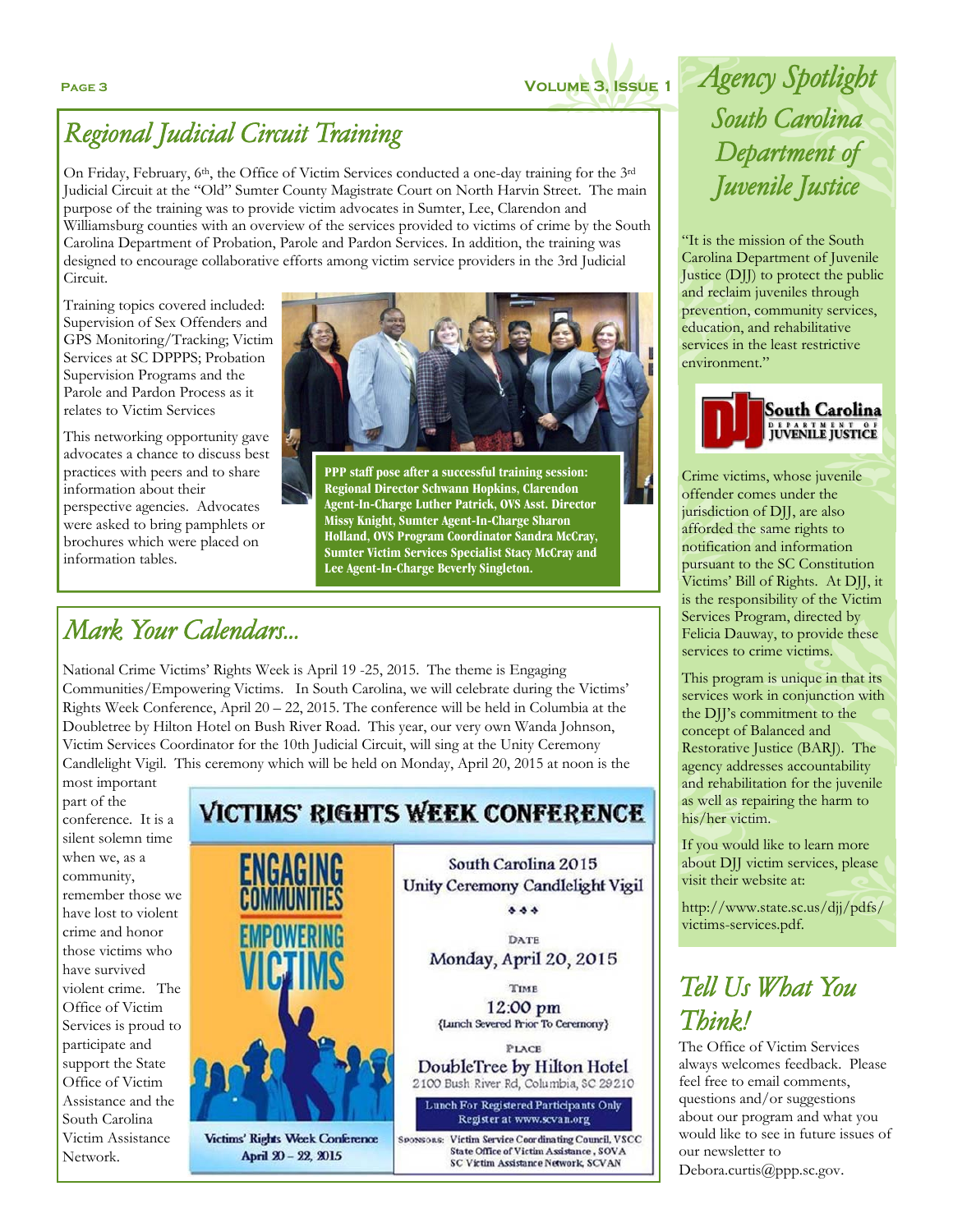## Regional Judicial Circuit Training

On Friday, February, 6th, the Office of Victim Services conducted a one-day training for the 3rd Judicial Circuit at the "Old" Sumter County Magistrate Court on North Harvin Street. The main purpose of the training was to provide victim advocates in Sumter, Lee, Clarendon and Williamsburg counties with an overview of the services provided to victims of crime by the South Carolina Department of Probation, Parole and Pardon Services. In addition, the training was designed to encourage collaborative efforts among victim service providers in the 3rd Judicial Circuit.

Training topics covered included: Supervision of Sex Offenders and GPS Monitoring/Tracking; Victim Services at SC DPPPS; Probation Supervision Programs and the Parole and Pardon Process as it relates to Victim Services

This networking opportunity gave advocates a chance to discuss best practices with peers and to share information about their perspective agencies. Advocates were asked to bring pamphlets or brochures which were placed on information tables.

**PPP staff pose after a successful training session: Regional Director Schwann Hopkins, Clarendon Agent-In-Charge Luther Patrick, OVS Asst. Director Missy Knight, Sumter Agent-In-Charge Sharon Holland, OVS Program Coordinator Sandra McCray, Sumter Victim Services Specialist Stacy McCray and Lee Agent-In-Charge Beverly Singleton.**

## Mark Your Calendars...

National Crime Victims' Rights Week is April 19 -25, 2015. The theme is Engaging Communities/Empowering Victims. In South Carolina, we will celebrate during the Victims' Rights Week Conference, April 20 – 22, 2015. The conference will be held in Columbia at the Doubletree by Hilton Hotel on Bush River Road. This year, our very own Wanda Johnson, Victim Services Coordinator for the 10th Judicial Circuit, will sing at the Unity Ceremony Candlelight Vigil. This ceremony which will be held on Monday, April 20, 2015 at noon is the most important part of the conference. It is a silent solemn time when we, as a community, remember those we have lost to violent crime and honor those victims who have survived violent crime. The Office of Victim Services is proud to participate and support the State Office of Victim Assistance and the South Carolina Victim Assistance Network.

**VICTIMS' RIGHTS WEEK CONFERENCE**

ENGAGING COMMUNITIES EMPOWERING VICTIMS

Victims' Rights Week Conference
April 20 – 22, 2015

South Carolina 2015
Unity Ceremony Candlelight Vigil

DATE
Monday, April 20, 2015

TIME
12:00 pm
{Lunch Severed Prior To Ceremony}

PLACE
DoubleTree by Hilton Hotel
2100 Bush River Rd, Columbia, SC 29210

Lunch For Registered Participants Only
Register at www.scvan.org

SPONSORS: Victim Service Coordinating Council, VSCC
State Office of Victim Assistance, SOVA
SC Victim Assistance Network, SCVAN

## Agency Spotlight
## South Carolina Department of Juvenile Justice

"It is the mission of the South Carolina Department of Juvenile Justice (DJJ) to protect the public and reclaim juveniles through prevention, community services, education, and rehabilitative services in the least restrictive environment."

DJJ South Carolina DEPARTMENT OF JUVENILE JUSTICE

Crime victims, whose juvenile offender comes under the jurisdiction of DJJ, are also afforded the same rights to notification and information pursuant to the SC Constitution Victims' Bill of Rights. At DJJ, it is the responsibility of the Victim Services Program, directed by Felicia Dauway, to provide these services to crime victims.

This program is unique in that its services work in conjunction with the DJJ's commitment to the concept of Balanced and Restorative Justice (BARJ). The agency addresses accountability and rehabilitation for the juvenile as well as repairing the harm to his/her victim.

If you would like to learn more about DJJ victim services, please visit their website at:

http://www.state.sc.us/djj/pdfs/victims-services.pdf.

## Tell Us What You Think!

The Office of Victim Services always welcomes feedback. Please feel free to email comments, questions and/or suggestions about our program and what you would like to see in future issues of our newsletter to Debora.curtis@ppp.sc.gov.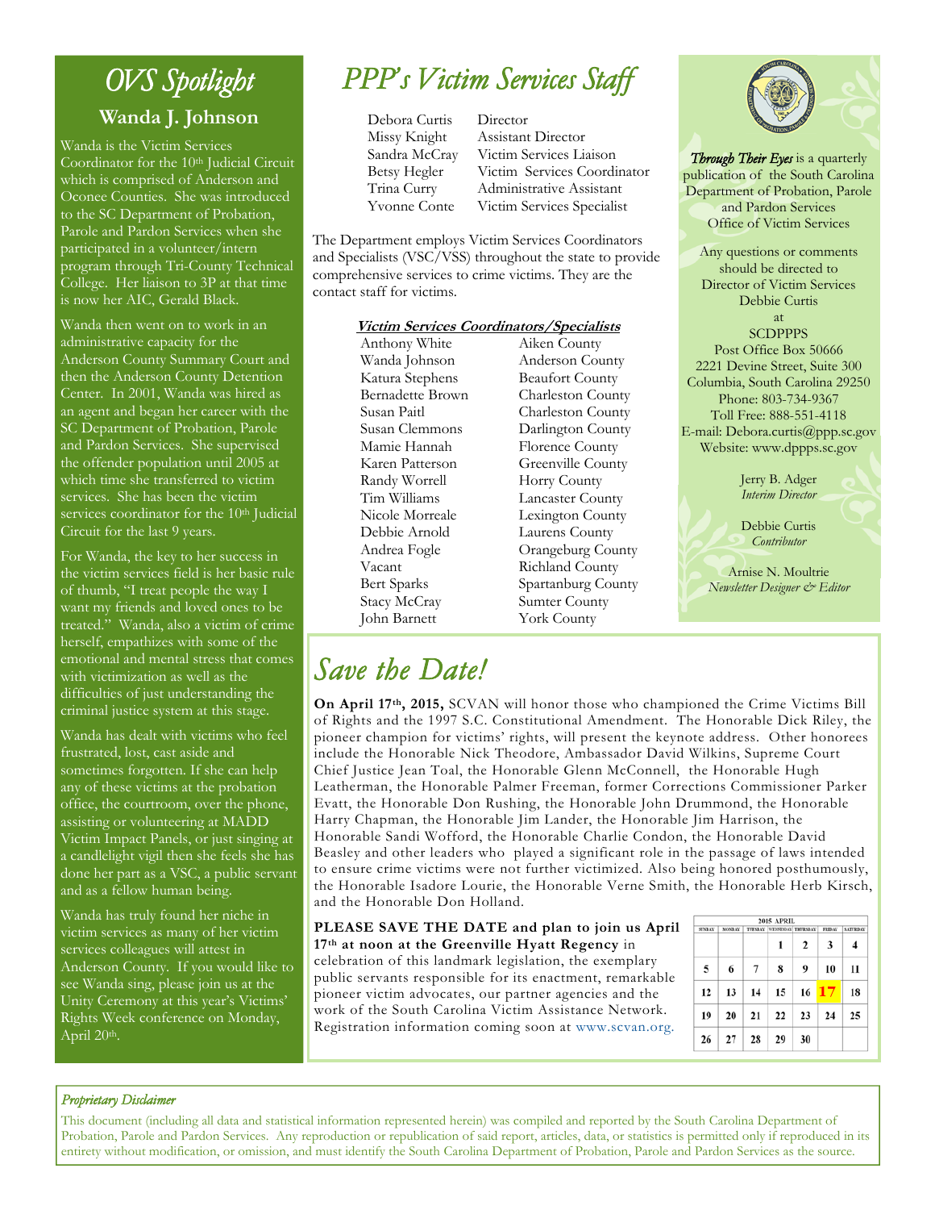## *OVS Spotlight*

### Wanda J. Johnson

Wanda is the Victim Services Coordinator for the 10th Judicial Circuit which is comprised of Anderson and Oconee Counties. She was introduced to the SC Department of Probation, Parole and Pardon Services when she participated in a volunteer/intern program through Tri-County Technical College. Her liaison to 3P at that time is now her AIC, Gerald Black.

Wanda then went on to work in an administrative capacity for the Anderson County Summary Court and then the Anderson County Detention Center. In 2001, Wanda was hired as an agent and began her career with the SC Department of Probation, Parole and Pardon Services. She supervised the offender population until 2005 at which time she transferred to victim services. She has been the victim services coordinator for the 10th Judicial Circuit for the last 9 years.

For Wanda, the key to her success in the victim services field is her basic rule of thumb, "I treat people the way I want my friends and loved ones to be treated." Wanda, also a victim of crime herself, empathizes with some of the emotional and mental stress that comes with victimization as well as the difficulties of just understanding the criminal justice system at this stage.

Wanda has dealt with victims who feel frustrated, lost, cast aside and sometimes forgotten. If she can help any of these victims at the probation office, the courtroom, over the phone, assisting or volunteering at MADD Victim Impact Panels, or just singing at a candlelight vigil then she feels she has done her part as a VSC, a public servant and as a fellow human being.

Wanda has truly found her niche in victim services as many of her victim services colleagues will attest in Anderson County. If you would like to see Wanda sing, please join us at the Unity Ceremony at this year's Victims' Rights Week conference on Monday, April 20th.

## *PPP's Victim Services Staff*

| | |
|---|---|
| Debora Curtis | Director |
| Missy Knight | Assistant Director |
| Sandra McCray | Victim Services Liaison |
| Betsy Hegler | Victim Services Coordinator |
| Trina Curry | Administrative Assistant |
| Yvonne Conte | Victim Services Specialist |

The Department employs Victim Services Coordinators and Specialists (VSC/VSS) throughout the state to provide comprehensive services to crime victims. They are the contact staff for victims.

***Victim Services Coordinators/Specialists***

| | |
|---|---|
| Anthony White | Aiken County |
| Wanda Johnson | Anderson County |
| Katura Stephens | Beaufort County |
| Bernadette Brown | Charleston County |
| Susan Paitl | Charleston County |
| Susan Clemmons | Darlington County |
| Mamie Hannah | Florence County |
| Karen Patterson | Greenville County |
| Randy Worrell | Horry County |
| Tim Williams | Lancaster County |
| Nicole Morreale | Lexington County |
| Debbie Arnold | Laurens County |
| Andrea Fogle | Orangeburg County |
| Vacant | Richland County |
| Bert Sparks | Spartanburg County |
| Stacy McCray | Sumter County |
| John Barnett | York County |

*Through Their Eyes* is a quarterly publication of the South Carolina Department of Probation, Parole and Pardon Services Office of Victim Services

Any questions or comments should be directed to Director of Victim Services Debbie Curtis at SCDPPPS
Post Office Box 50666
2221 Devine Street, Suite 300
Columbia, South Carolina 29250
Phone: 803-734-9367
Toll Free: 888-551-4118
E-mail: Debora.curtis@ppp.sc.gov
Website: www.dppps.sc.gov

Jerry B. Adger
*Interim Director*

Debbie Curtis
*Contributor*

Arnise N. Moultrie
*Newsletter Designer & Editor*

## *Save the Date!*

**On April 17th, 2015,** SCVAN will honor those who championed the Crime Victims Bill of Rights and the 1997 S.C. Constitutional Amendment. The Honorable Dick Riley, the pioneer champion for victims' rights, will present the keynote address. Other honorees include the Honorable Nick Theodore, Ambassador David Wilkins, Supreme Court Chief Justice Jean Toal, the Honorable Glenn McConnell, the Honorable Hugh Leatherman, the Honorable Palmer Freeman, former Corrections Commissioner Parker Evatt, the Honorable Don Rushing, the Honorable John Drummond, the Honorable Harry Chapman, the Honorable Jim Lander, the Honorable Jim Harrison, the Honorable Sandi Wofford, the Honorable Charlie Condon, the Honorable David Beasley and other leaders who played a significant role in the passage of laws intended to ensure crime victims were not further victimized. Also being honored posthumously, the Honorable Isadore Lourie, the Honorable Verne Smith, the Honorable Herb Kirsch, and the Honorable Don Holland.

**PLEASE SAVE THE DATE and plan to join us April 17th at noon at the Greenville Hyatt Regency** in celebration of this landmark legislation, the exemplary public servants responsible for its enactment, remarkable pioneer victim advocates, our partner agencies and the work of the South Carolina Victim Assistance Network. Registration information coming soon at www.scvan.org.

2015 APRIL

| SUNDAY | MONDAY | TUESDAY | WEDNESDAY | THURSDAY | FRIDAY | SATURDAY |
|---|---|---|---|---|---|---|
| | | | 1 | 2 | 3 | 4 |
| 5 | 6 | 7 | 8 | 9 | 10 | 11 |
| 12 | 13 | 14 | 15 | 16 | **17** | 18 |
| 19 | 20 | 21 | 22 | 23 | 24 | 25 |
| 26 | 27 | 28 | 29 | 30 | | |

*Proprietary Disclaimer*

This document (including all data and statistical information represented herein) was compiled and reported by the South Carolina Department of Probation, Parole and Pardon Services. Any reproduction or republication of said report, articles, data, or statistics is permitted only if reproduced in its entirety without modification, or omission, and must identify the South Carolina Department of Probation, Parole and Pardon Services as the source.